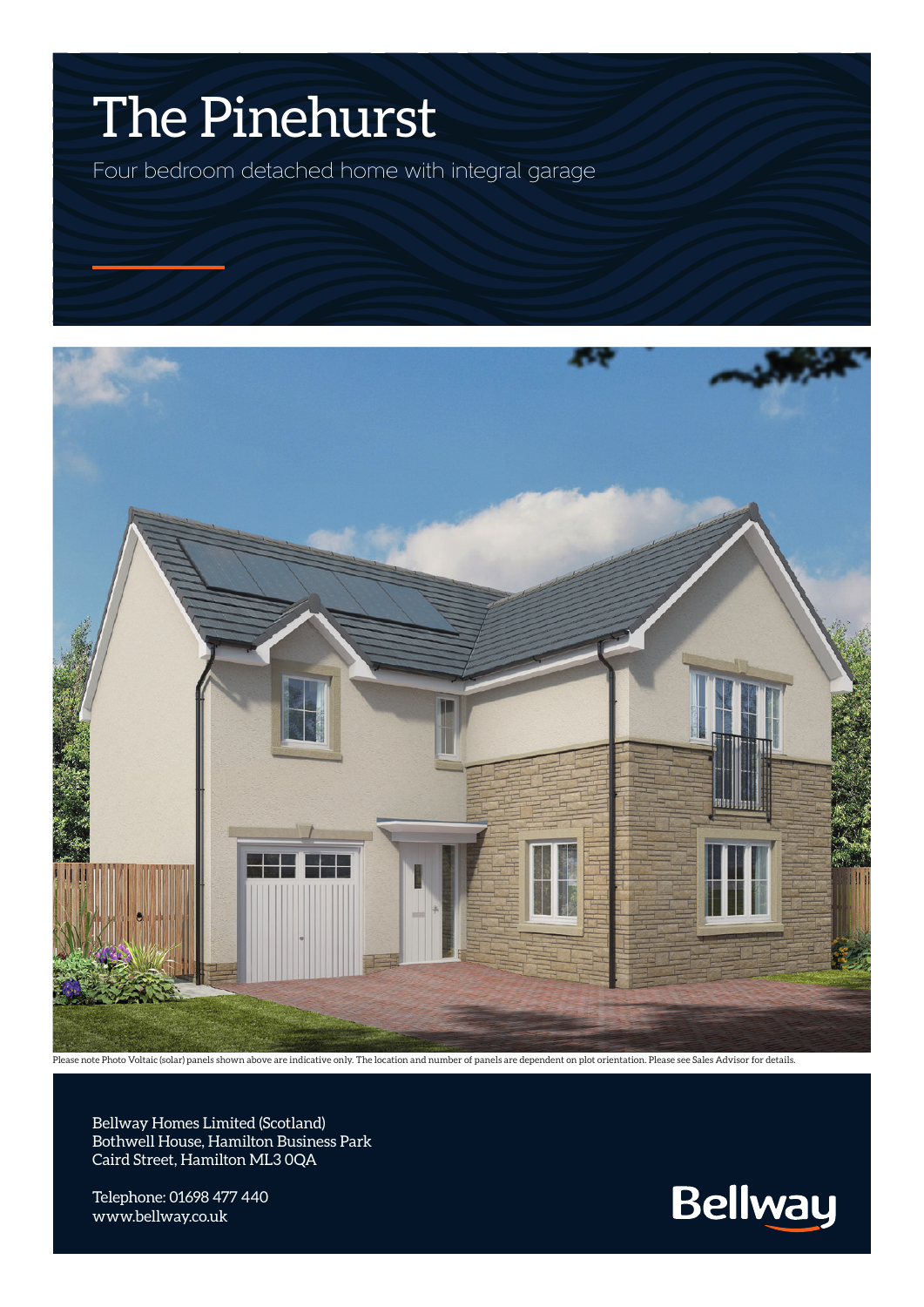# The Pinehurst

Four bedroom detached home with integral garage

Please note Photo Voltaic (solar) panels shown above are indicative only. The location and number of panels are dependent on plot orientation. Please see Sales Advisor for details.

Bellway Homes Limited (Scotland)
Bothwell House, Hamilton Business Park
Caird Street, Hamilton ML3 0QA

Telephone: 01698 477 440
www.bellway.co.uk

Bellway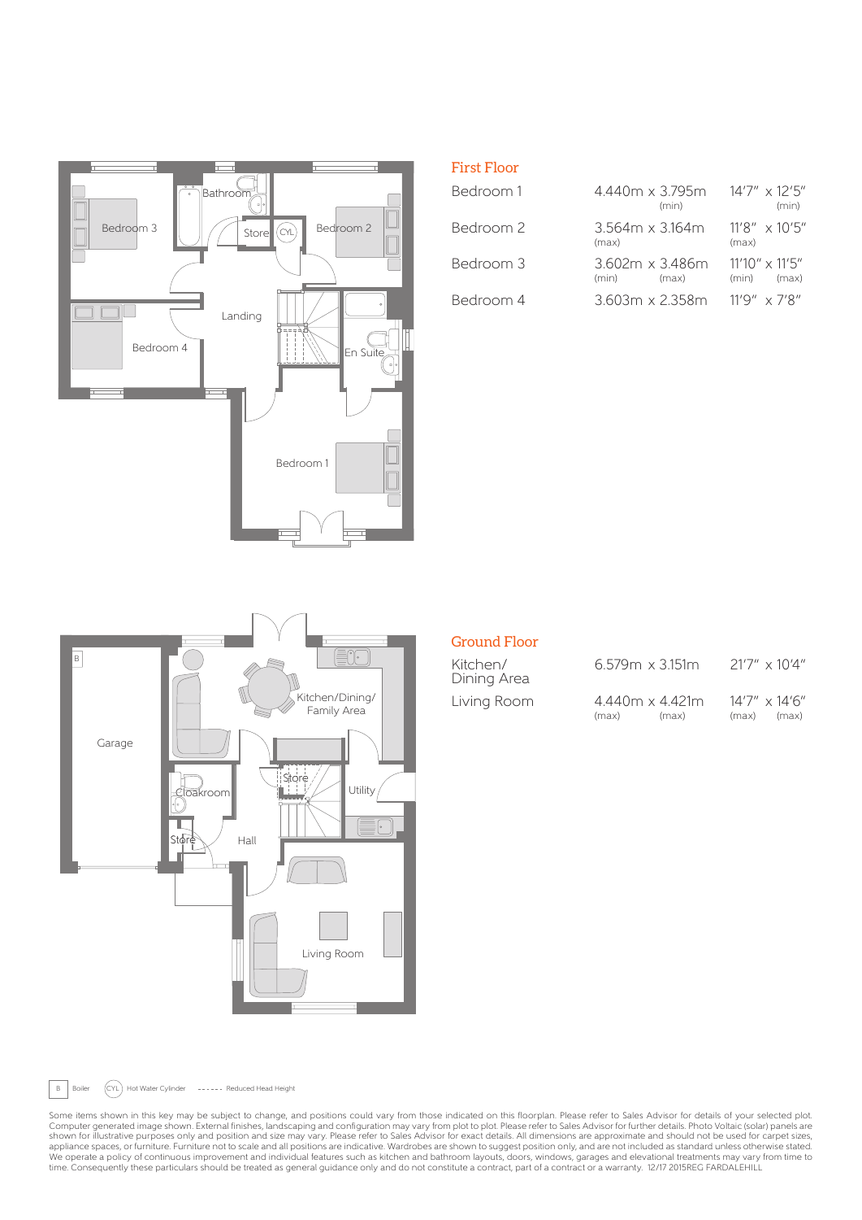## First Floor

| Room | Metric | Imperial |
|---|---|---|
| Bedroom 1 | 4.440m x 3.795m (min) | 14'7" x 12'5" (min) |
| Bedroom 2 | 3.564m (max) x 3.164m | 11'8" (max) x 10'5" |
| Bedroom 3 | 3.602m (min) x 3.486m (max) | 11'10" (min) x 11'5" (max) |
| Bedroom 4 | 3.603m x 2.358m | 11'9" x 7'8" |

## Ground Floor

| Room | Metric | Imperial |
|---|---|---|
| Kitchen/ Dining Area | 6.579m x 3.151m | 21'7" x 10'4" |
| Living Room | 4.440m (max) x 4.421m (max) | 14'7" (max) x 14'6" (max) |

B Boiler CYL Hot Water Cylinder ------ Reduced Head Height

Some items shown in this key may be subject to change, and positions could vary from those indicated on this floorplan. Please refer to Sales Advisor for details of your selected plot. Computer generated image shown. External finishes, landscaping and configuration may vary from plot to plot. Please refer to Sales Advisor for further details. Photo Voltaic (solar) panels are shown for illustrative purposes only and position and size may vary. Please refer to Sales Advisor for exact details. All dimensions are approximate and should not be used for carpet sizes, appliance spaces, or furniture. Furniture not to scale and all positions are indicative. Wardrobes are shown to suggest position only, and are not included as standard unless otherwise stated. We operate a policy of continuous improvement and individual features such as kitchen and bathroom layouts, doors, windows, garages and elevational treatments may vary from time to time. Consequently these particulars should be treated as general guidance only and do not constitute a contract, part of a contract or a warranty. 12/17 2015REG FARDALEHILL